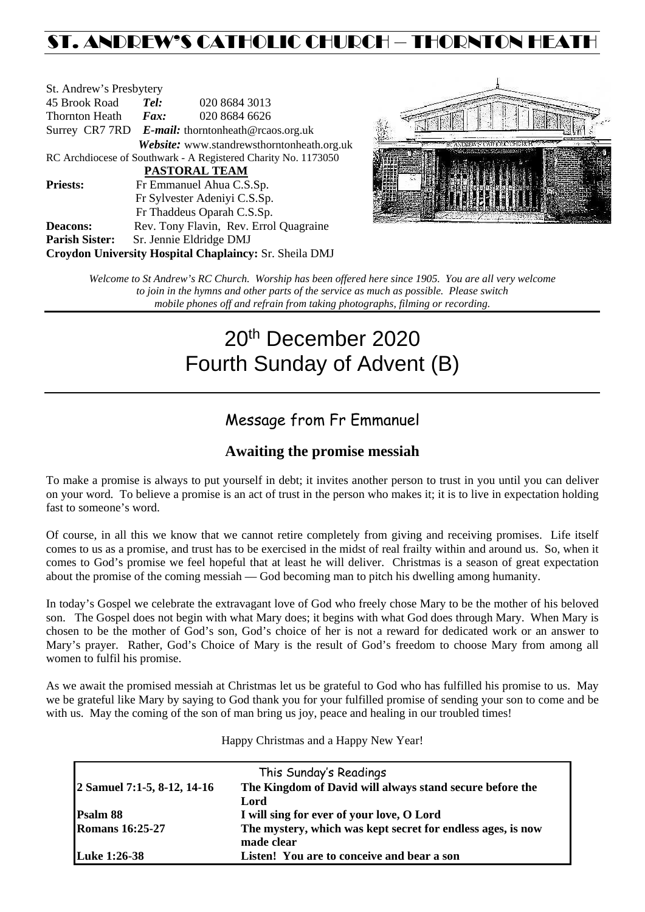# ST. ANDREW'S CATHOLIC CHURCH – THORNTON HEATH

St. Andrew's Presbytery
45 Brook Road *Tel:* 020 8684 3013
Thornton Heath *Fax:* 020 8684 6626
Surrey CR7 7RD *E-mail:* thorntonheath@rcaos.org.uk
*Website:* www.standrewsthorntonheath.org.uk
RC Archdiocese of Southwark - A Registered Charity No. 1173050

**PASTORAL TEAM**

**Priests:** Fr Emmanuel Ahua C.S.Sp.
Fr Sylvester Adeniyi C.S.Sp.
Fr Thaddeus Oparah C.S.Sp.

**Deacons:** Rev. Tony Flavin, Rev. Errol Quagraine

**Parish Sister:** Sr. Jennie Eldridge DMJ

**Croydon University Hospital Chaplaincy:** Sr. Sheila DMJ

*Welcome to St Andrew's RC Church. Worship has been offered here since 1905. You are all very welcome to join in the hymns and other parts of the service as much as possible. Please switch mobile phones off and refrain from taking photographs, filming or recording.*

# 20th December 2020
# Fourth Sunday of Advent (B)

## Message from Fr Emmanuel

### Awaiting the promise messiah

To make a promise is always to put yourself in debt; it invites another person to trust in you until you can deliver on your word. To believe a promise is an act of trust in the person who makes it; it is to live in expectation holding fast to someone's word.

Of course, in all this we know that we cannot retire completely from giving and receiving promises. Life itself comes to us as a promise, and trust has to be exercised in the midst of real frailty within and around us. So, when it comes to God's promise we feel hopeful that at least he will deliver. Christmas is a season of great expectation about the promise of the coming messiah — God becoming man to pitch his dwelling among humanity.

In today's Gospel we celebrate the extravagant love of God who freely chose Mary to be the mother of his beloved son. The Gospel does not begin with what Mary does; it begins with what God does through Mary. When Mary is chosen to be the mother of God's son, God's choice of her is not a reward for dedicated work or an answer to Mary's prayer. Rather, God's Choice of Mary is the result of God's freedom to choose Mary from among all women to fulfil his promise.

As we await the promised messiah at Christmas let us be grateful to God who has fulfilled his promise to us. May we be grateful like Mary by saying to God thank you for your fulfilled promise of sending your son to come and be with us. May the coming of the son of man bring us joy, peace and healing in our troubled times!

Happy Christmas and a Happy New Year!

| This Sunday's Readings | |
|---|---|
| **2 Samuel 7:1-5, 8-12, 14-16** | **The Kingdom of David will always stand secure before the Lord** |
| **Psalm 88** | **I will sing for ever of your love, O Lord** |
| **Romans 16:25-27** | **The mystery, which was kept secret for endless ages, is now made clear** |
| **Luke 1:26-38** | **Listen! You are to conceive and bear a son** |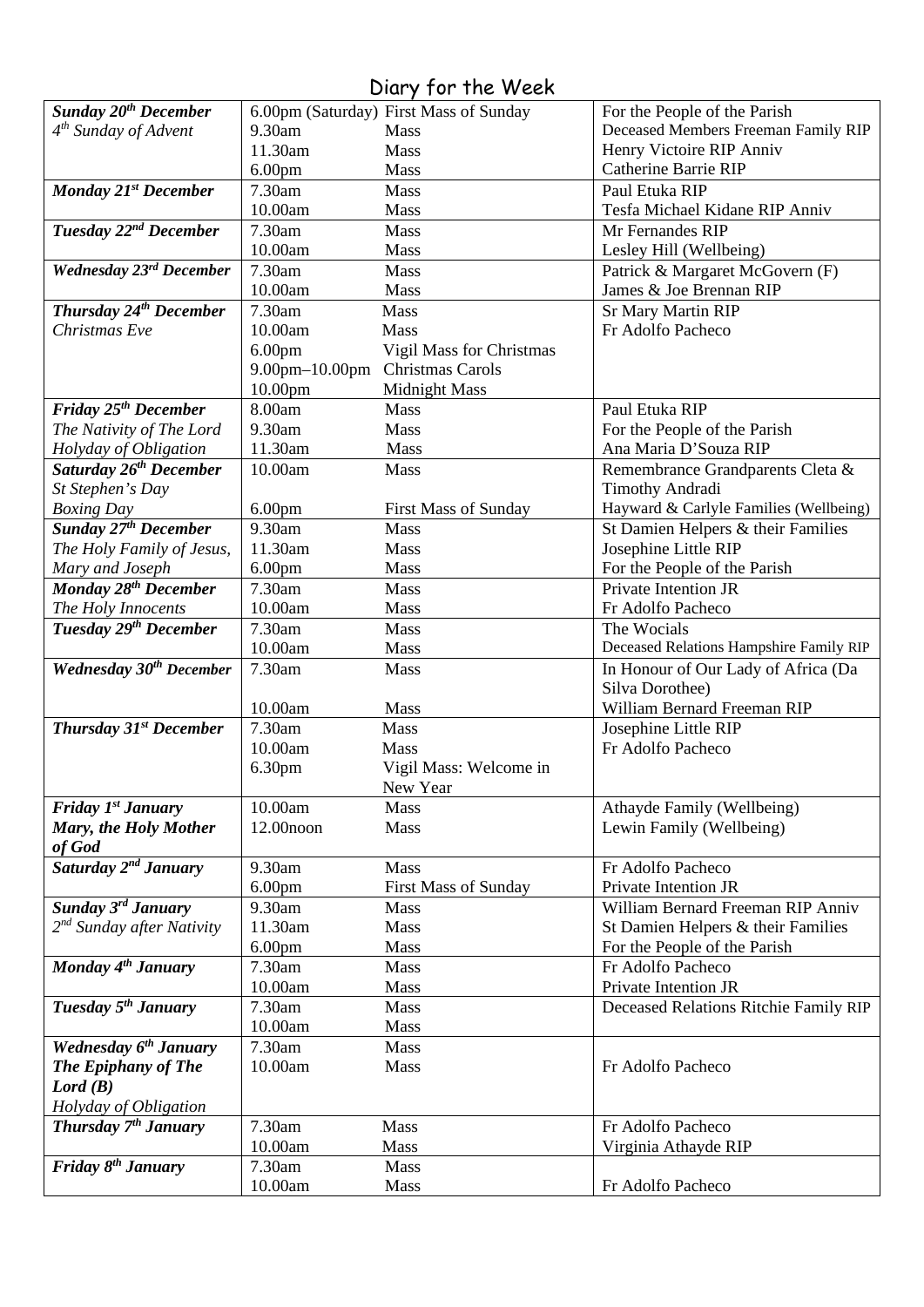# Diary for the Week

| Day | Time | Service | Intention |
|---|---|---|---|
| ***Sunday 20th December***<br>*4th Sunday of Advent* | 6.00pm (Saturday)<br>9.30am<br>11.30am<br>6.00pm | First Mass of Sunday<br>Mass<br>Mass<br>Mass | For the People of the Parish<br>Deceased Members Freeman Family RIP<br>Henry Victoire RIP Anniv<br>Catherine Barrie RIP |
| ***Monday 21st December*** | 7.30am<br>10.00am | Mass<br>Mass | Paul Etuka RIP<br>Tesfa Michael Kidane RIP Anniv |
| ***Tuesday 22nd December*** | 7.30am<br>10.00am | Mass<br>Mass | Mr Fernandes RIP<br>Lesley Hill (Wellbeing) |
| ***Wednesday 23rd December*** | 7.30am<br>10.00am | Mass<br>Mass | Patrick & Margaret McGovern (F)<br>James & Joe Brennan RIP |
| ***Thursday 24th December***<br>*Christmas Eve* | 7.30am<br>10.00am<br>6.00pm<br>9.00pm–10.00pm<br>10.00pm | Mass<br>Mass<br>Vigil Mass for Christmas<br>Christmas Carols<br>Midnight Mass | Sr Mary Martin RIP<br>Fr Adolfo Pacheco |
| ***Friday 25th December***<br>*The Nativity of The Lord*<br>*Holyday of Obligation* | 8.00am<br>9.30am<br>11.30am | Mass<br>Mass<br>Mass | Paul Etuka RIP<br>For the People of the Parish<br>Ana Maria D'Souza RIP |
| ***Saturday 26th December***<br>*St Stephen's Day*<br>*Boxing Day* | 10.00am<br><br>6.00pm | Mass<br><br>First Mass of Sunday | Remembrance Grandparents Cleta & Timothy Andradi<br>Hayward & Carlyle Families (Wellbeing) |
| ***Sunday 27th December***<br>*The Holy Family of Jesus, Mary and Joseph* | 9.30am<br>11.30am<br>6.00pm | Mass<br>Mass<br>Mass | St Damien Helpers & their Families<br>Josephine Little RIP<br>For the People of the Parish |
| ***Monday 28th December***<br>*The Holy Innocents* | 7.30am<br>10.00am | Mass<br>Mass | Private Intention JR<br>Fr Adolfo Pacheco |
| ***Tuesday 29th December*** | 7.30am<br>10.00am | Mass<br>Mass | The Wocials<br>Deceased Relations Hampshire Family RIP |
| ***Wednesday 30th December*** | 7.30am<br><br>10.00am | Mass<br><br>Mass | In Honour of Our Lady of Africa (Da Silva Dorothee)<br>William Bernard Freeman RIP |
| ***Thursday 31st December*** | 7.30am<br>10.00am<br>6.30pm | Mass<br>Mass<br>Vigil Mass: Welcome in New Year | Josephine Little RIP<br>Fr Adolfo Pacheco |
| ***Friday 1st January***<br>***Mary, the Holy Mother of God*** | 10.00am<br>12.00noon | Mass<br>Mass | Athayde Family (Wellbeing)<br>Lewin Family (Wellbeing) |
| ***Saturday 2nd January*** | 9.30am<br>6.00pm | Mass<br>First Mass of Sunday | Fr Adolfo Pacheco<br>Private Intention JR |
| ***Sunday 3rd January***<br>*2nd Sunday after Nativity* | 9.30am<br>11.30am<br>6.00pm | Mass<br>Mass<br>Mass | William Bernard Freeman RIP Anniv<br>St Damien Helpers & their Families<br>For the People of the Parish |
| ***Monday 4th January*** | 7.30am<br>10.00am | Mass<br>Mass | Fr Adolfo Pacheco<br>Private Intention JR |
| ***Tuesday 5th January*** | 7.30am<br>10.00am | Mass<br>Mass | Deceased Relations Ritchie Family RIP |
| ***Wednesday 6th January***<br>***The Epiphany of The Lord (B)***<br>*Holyday of Obligation* | 7.30am<br>10.00am | Mass<br>Mass | <br>Fr Adolfo Pacheco |
| ***Thursday 7th January*** | 7.30am<br>10.00am | Mass<br>Mass | Fr Adolfo Pacheco<br>Virginia Athayde RIP |
| ***Friday 8th January*** | 7.30am<br>10.00am | Mass<br>Mass | <br>Fr Adolfo Pacheco |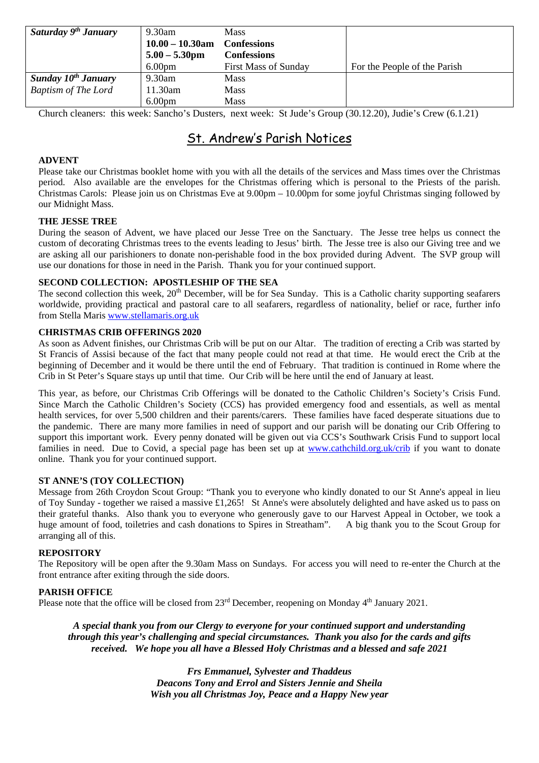| | | | |
|---|---|---|---|
| ***Saturday 9th January*** | 9.30am | Mass | |
| | **10.00 – 10.30am** | **Confessions** | |
| | **5.00 – 5.30pm** | **Confessions** | |
| | 6.00pm | First Mass of Sunday | For the People of the Parish |
| ***Sunday 10th January*** | 9.30am | Mass | |
| *Baptism of The Lord* | 11.30am | Mass | |
| | 6.00pm | Mass | |

Church cleaners: this week: Sancho's Dusters, next week: St Jude's Group (30.12.20), Judie's Crew (6.1.21)

# St. Andrew's Parish Notices

**ADVENT**

Please take our Christmas booklet home with you with all the details of the services and Mass times over the Christmas period. Also available are the envelopes for the Christmas offering which is personal to the Priests of the parish. Christmas Carols: Please join us on Christmas Eve at 9.00pm – 10.00pm for some joyful Christmas singing followed by our Midnight Mass.

**THE JESSE TREE**

During the season of Advent, we have placed our Jesse Tree on the Sanctuary. The Jesse tree helps us connect the custom of decorating Christmas trees to the events leading to Jesus' birth. The Jesse tree is also our Giving tree and we are asking all our parishioners to donate non-perishable food in the box provided during Advent. The SVP group will use our donations for those in need in the Parish. Thank you for your continued support.

**SECOND COLLECTION: APOSTLESHIP OF THE SEA**

The second collection this week, 20th December, will be for Sea Sunday. This is a Catholic charity supporting seafarers worldwide, providing practical and pastoral care to all seafarers, regardless of nationality, belief or race, further info from Stella Maris www.stellamaris.org.uk

**CHRISTMAS CRIB OFFERINGS 2020**

As soon as Advent finishes, our Christmas Crib will be put on our Altar. The tradition of erecting a Crib was started by St Francis of Assisi because of the fact that many people could not read at that time. He would erect the Crib at the beginning of December and it would be there until the end of February. That tradition is continued in Rome where the Crib in St Peter's Square stays up until that time. Our Crib will be here until the end of January at least.

This year, as before, our Christmas Crib Offerings will be donated to the Catholic Children's Society's Crisis Fund. Since March the Catholic Children's Society (CCS) has provided emergency food and essentials, as well as mental health services, for over 5,500 children and their parents/carers. These families have faced desperate situations due to the pandemic. There are many more families in need of support and our parish will be donating our Crib Offering to support this important work. Every penny donated will be given out via CCS's Southwark Crisis Fund to support local families in need. Due to Covid, a special page has been set up at www.cathchild.org.uk/crib if you want to donate online. Thank you for your continued support.

**ST ANNE'S (TOY COLLECTION)**

Message from 26th Croydon Scout Group: "Thank you to everyone who kindly donated to our St Anne's appeal in lieu of Toy Sunday - together we raised a massive £1,265! St Anne's were absolutely delighted and have asked us to pass on their grateful thanks. Also thank you to everyone who generously gave to our Harvest Appeal in October, we took a huge amount of food, toiletries and cash donations to Spires in Streatham". A big thank you to the Scout Group for arranging all of this.

**REPOSITORY**

The Repository will be open after the 9.30am Mass on Sundays. For access you will need to re-enter the Church at the front entrance after exiting through the side doors.

**PARISH OFFICE**

Please note that the office will be closed from 23rd December, reopening on Monday 4th January 2021.

***A special thank you from our Clergy to everyone for your continued support and understanding through this year's challenging and special circumstances. Thank you also for the cards and gifts received. We hope you all have a Blessed Holy Christmas and a blessed and safe 2021***

***Frs Emmanuel, Sylvester and Thaddeus***
***Deacons Tony and Errol and Sisters Jennie and Sheila***
***Wish you all Christmas Joy, Peace and a Happy New year***